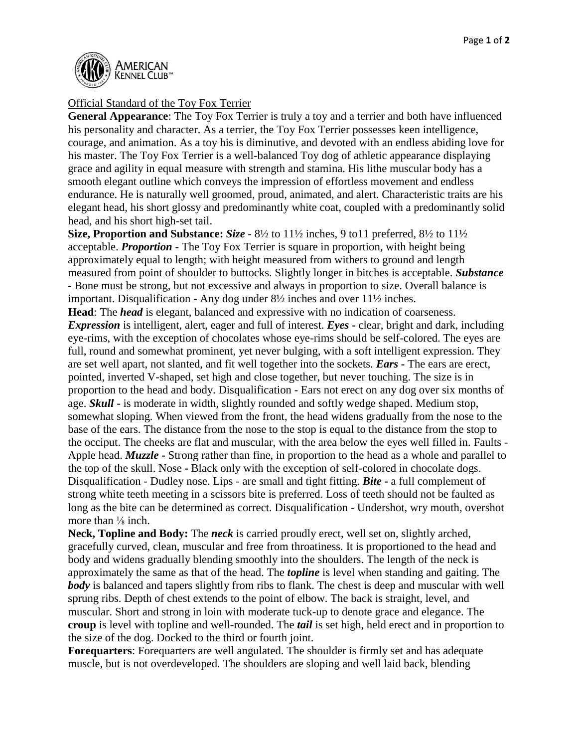Official Standard of the Toy Fox Terrier

**General Appearance**: The Toy Fox Terrier is truly a toy and a terrier and both have influenced his personality and character. As a terrier, the Toy Fox Terrier possesses keen intelligence, courage, and animation. As a toy his is diminutive, and devoted with an endless abiding love for his master. The Toy Fox Terrier is a well-balanced Toy dog of athletic appearance displaying grace and agility in equal measure with strength and stamina. His lithe muscular body has a smooth elegant outline which conveys the impression of effortless movement and endless endurance. He is naturally well groomed, proud, animated, and alert. Characteristic traits are his elegant head, his short glossy and predominantly white coat, coupled with a predominantly solid head, and his short high-set tail.

**Size, Proportion and Substance:** ***Size*** - 8½ to 11½ inches, 9 to11 preferred, 8½ to 11½ acceptable. ***Proportion*** - The Toy Fox Terrier is square in proportion, with height being approximately equal to length; with height measured from withers to ground and length measured from point of shoulder to buttocks. Slightly longer in bitches is acceptable. ***Substance*** - Bone must be strong, but not excessive and always in proportion to size. Overall balance is important. Disqualification - Any dog under 8½ inches and over 11½ inches.

**Head**: The ***head*** is elegant, balanced and expressive with no indication of coarseness. ***Expression*** is intelligent, alert, eager and full of interest. ***Eyes*** - clear, bright and dark, including eye-rims, with the exception of chocolates whose eye-rims should be self-colored. The eyes are full, round and somewhat prominent, yet never bulging, with a soft intelligent expression. They are set well apart, not slanted, and fit well together into the sockets. ***Ears*** - The ears are erect, pointed, inverted V-shaped, set high and close together, but never touching. The size is in proportion to the head and body. Disqualification - Ears not erect on any dog over six months of age. ***Skull*** - is moderate in width, slightly rounded and softly wedge shaped. Medium stop, somewhat sloping. When viewed from the front, the head widens gradually from the nose to the base of the ears. The distance from the nose to the stop is equal to the distance from the stop to the occiput. The cheeks are flat and muscular, with the area below the eyes well filled in. Faults - Apple head. ***Muzzle*** - Strong rather than fine, in proportion to the head as a whole and parallel to the top of the skull. Nose - Black only with the exception of self-colored in chocolate dogs. Disqualification - Dudley nose. Lips - are small and tight fitting. ***Bite*** - a full complement of strong white teeth meeting in a scissors bite is preferred. Loss of teeth should not be faulted as long as the bite can be determined as correct. Disqualification - Undershot, wry mouth, overshot more than ⅛ inch.

**Neck, Topline and Body:** The ***neck*** is carried proudly erect, well set on, slightly arched, gracefully curved, clean, muscular and free from throatiness. It is proportioned to the head and body and widens gradually blending smoothly into the shoulders. The length of the neck is approximately the same as that of the head. The ***topline*** is level when standing and gaiting. The ***body*** is balanced and tapers slightly from ribs to flank. The chest is deep and muscular with well sprung ribs. Depth of chest extends to the point of elbow. The back is straight, level, and muscular. Short and strong in loin with moderate tuck-up to denote grace and elegance. The **croup** is level with topline and well-rounded. The ***tail*** is set high, held erect and in proportion to the size of the dog. Docked to the third or fourth joint.

**Forequarters**: Forequarters are well angulated. The shoulder is firmly set and has adequate muscle, but is not overdeveloped. The shoulders are sloping and well laid back, blending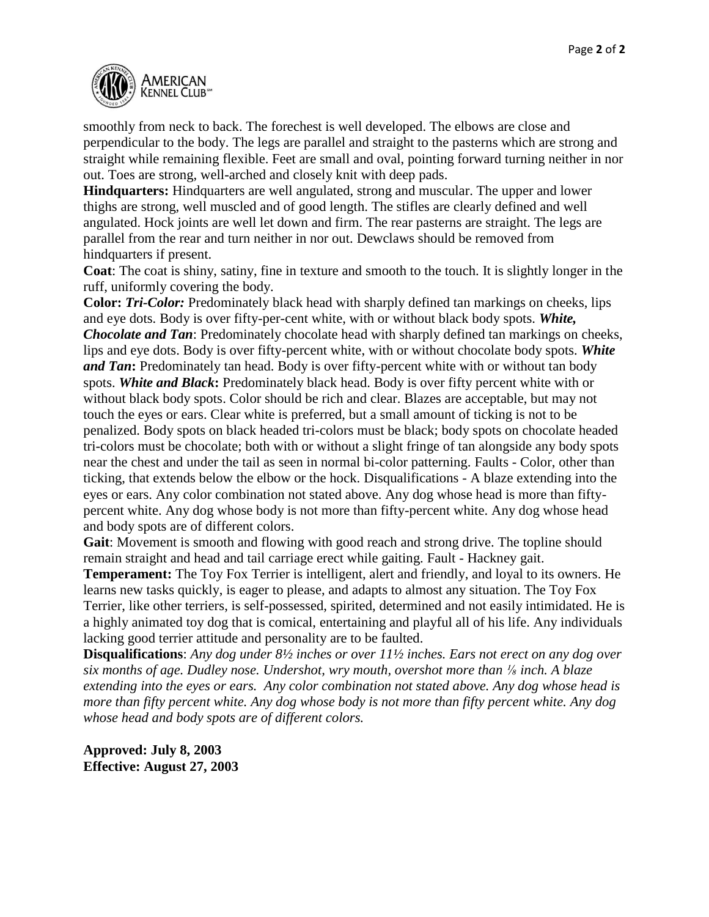smoothly from neck to back. The forechest is well developed. The elbows are close and perpendicular to the body. The legs are parallel and straight to the pasterns which are strong and straight while remaining flexible. Feet are small and oval, pointing forward turning neither in nor out. Toes are strong, well-arched and closely knit with deep pads.

**Hindquarters:** Hindquarters are well angulated, strong and muscular. The upper and lower thighs are strong, well muscled and of good length. The stifles are clearly defined and well angulated. Hock joints are well let down and firm. The rear pasterns are straight. The legs are parallel from the rear and turn neither in nor out. Dewclaws should be removed from hindquarters if present.

**Coat**: The coat is shiny, satiny, fine in texture and smooth to the touch. It is slightly longer in the ruff, uniformly covering the body.

**Color:** ***Tri-Color:*** Predominately black head with sharply defined tan markings on cheeks, lips and eye dots. Body is over fifty-per-cent white, with or without black body spots. ***White, Chocolate and Tan***: Predominately chocolate head with sharply defined tan markings on cheeks, lips and eye dots. Body is over fifty-percent white, with or without chocolate body spots. ***White and Tan*****:** Predominately tan head. Body is over fifty-percent white with or without tan body spots. ***White and Black*****:** Predominately black head. Body is over fifty percent white with or without black body spots. Color should be rich and clear. Blazes are acceptable, but may not touch the eyes or ears. Clear white is preferred, but a small amount of ticking is not to be penalized. Body spots on black headed tri-colors must be black; body spots on chocolate headed tri-colors must be chocolate; both with or without a slight fringe of tan alongside any body spots near the chest and under the tail as seen in normal bi-color patterning. Faults - Color, other than ticking, that extends below the elbow or the hock. Disqualifications - A blaze extending into the eyes or ears. Any color combination not stated above. Any dog whose head is more than fifty-percent white. Any dog whose body is not more than fifty-percent white. Any dog whose head and body spots are of different colors.

**Gait**: Movement is smooth and flowing with good reach and strong drive. The topline should remain straight and head and tail carriage erect while gaiting. Fault - Hackney gait.

**Temperament:** The Toy Fox Terrier is intelligent, alert and friendly, and loyal to its owners. He learns new tasks quickly, is eager to please, and adapts to almost any situation. The Toy Fox Terrier, like other terriers, is self-possessed, spirited, determined and not easily intimidated. He is a highly animated toy dog that is comical, entertaining and playful all of his life. Any individuals lacking good terrier attitude and personality are to be faulted.

**Disqualifications**: *Any dog under 8½ inches or over 11½ inches. Ears not erect on any dog over six months of age. Dudley nose. Undershot, wry mouth, overshot more than ⅛ inch. A blaze extending into the eyes or ears. Any color combination not stated above. Any dog whose head is more than fifty percent white. Any dog whose body is not more than fifty percent white. Any dog whose head and body spots are of different colors.*

**Approved: July 8, 2003**
**Effective: August 27, 2003**